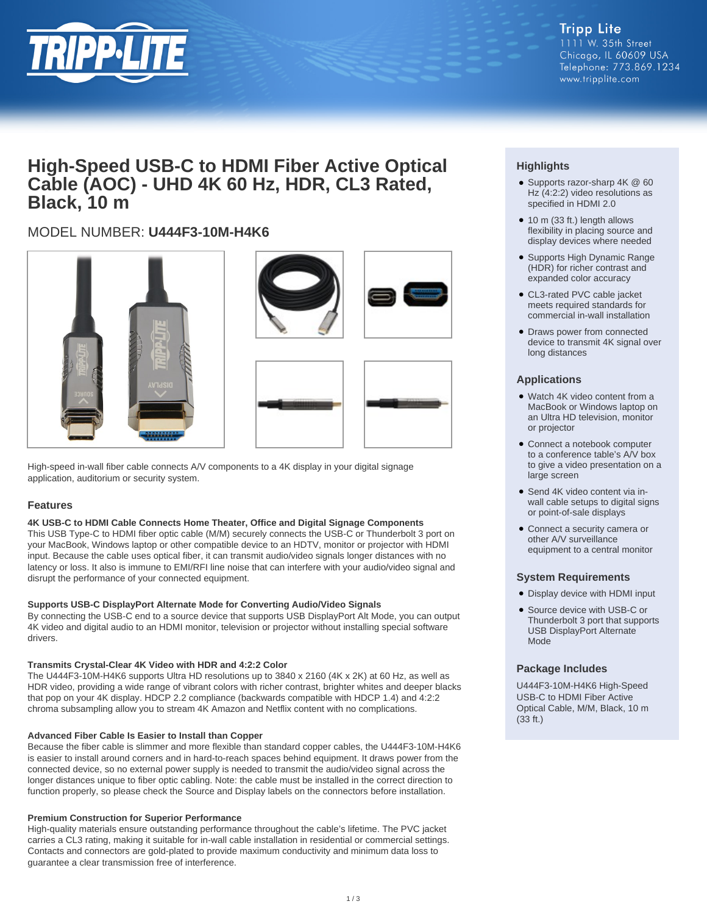# High-Speed USB-C to HDMI Fiber Active Optical Cable (AOC) - UHD 4K 60 Hz, HDR, CL3 Rated, Black, 10 m

## MODEL NUMBER: **U444F3-10M-H4K6**

High-speed in-wall fiber cable connects A/V components to a 4K display in your digital signage application, auditorium or security system.

## Features

**4K USB-C to HDMI Cable Connects Home Theater, Office and Digital Signage Components**
This USB Type-C to HDMI fiber optic cable (M/M) securely connects the USB-C or Thunderbolt 3 port on your MacBook, Windows laptop or other compatible device to an HDTV, monitor or projector with HDMI input. Because the cable uses optical fiber, it can transmit audio/video signals longer distances with no latency or loss. It also is immune to EMI/RFI line noise that can interfere with your audio/video signal and disrupt the performance of your connected equipment.

**Supports USB-C DisplayPort Alternate Mode for Converting Audio/Video Signals**
By connecting the USB-C end to a source device that supports USB DisplayPort Alt Mode, you can output 4K video and digital audio to an HDMI monitor, television or projector without installing special software drivers.

**Transmits Crystal-Clear 4K Video with HDR and 4:2:2 Color**
The U444F3-10M-H4K6 supports Ultra HD resolutions up to 3840 x 2160 (4K x 2K) at 60 Hz, as well as HDR video, providing a wide range of vibrant colors with richer contrast, brighter whites and deeper blacks that pop on your 4K display. HDCP 2.2 compliance (backwards compatible with HDCP 1.4) and 4:2:2 chroma subsampling allow you to stream 4K Amazon and Netflix content with no complications.

**Advanced Fiber Cable Is Easier to Install than Copper**
Because the fiber cable is slimmer and more flexible than standard copper cables, the U444F3-10M-H4K6 is easier to install around corners and in hard-to-reach spaces behind equipment. It draws power from the connected device, so no external power supply is needed to transmit the audio/video signal across the longer distances unique to fiber optic cabling. Note: the cable must be installed in the correct direction to function properly, so please check the Source and Display labels on the connectors before installation.

**Premium Construction for Superior Performance**
High-quality materials ensure outstanding performance throughout the cable's lifetime. The PVC jacket carries a CL3 rating, making it suitable for in-wall cable installation in residential or commercial settings. Contacts and connectors are gold-plated to provide maximum conductivity and minimum data loss to guarantee a clear transmission free of interference.

## Highlights

- Supports razor-sharp 4K @ 60 Hz (4:2:2) video resolutions as specified in HDMI 2.0
- 10 m (33 ft.) length allows flexibility in placing source and display devices where needed
- Supports High Dynamic Range (HDR) for richer contrast and expanded color accuracy
- CL3-rated PVC cable jacket meets required standards for commercial in-wall installation
- Draws power from connected device to transmit 4K signal over long distances

## Applications

- Watch 4K video content from a MacBook or Windows laptop on an Ultra HD television, monitor or projector
- Connect a notebook computer to a conference table's A/V box to give a video presentation on a large screen
- Send 4K video content via in-wall cable setups to digital signs or point-of-sale displays
- Connect a security camera or other A/V surveillance equipment to a central monitor

## System Requirements

- Display device with HDMI input
- Source device with USB-C or Thunderbolt 3 port that supports USB DisplayPort Alternate Mode

## Package Includes

U444F3-10M-H4K6 High-Speed USB-C to HDMI Fiber Active Optical Cable, M/M, Black, 10 m (33 ft.)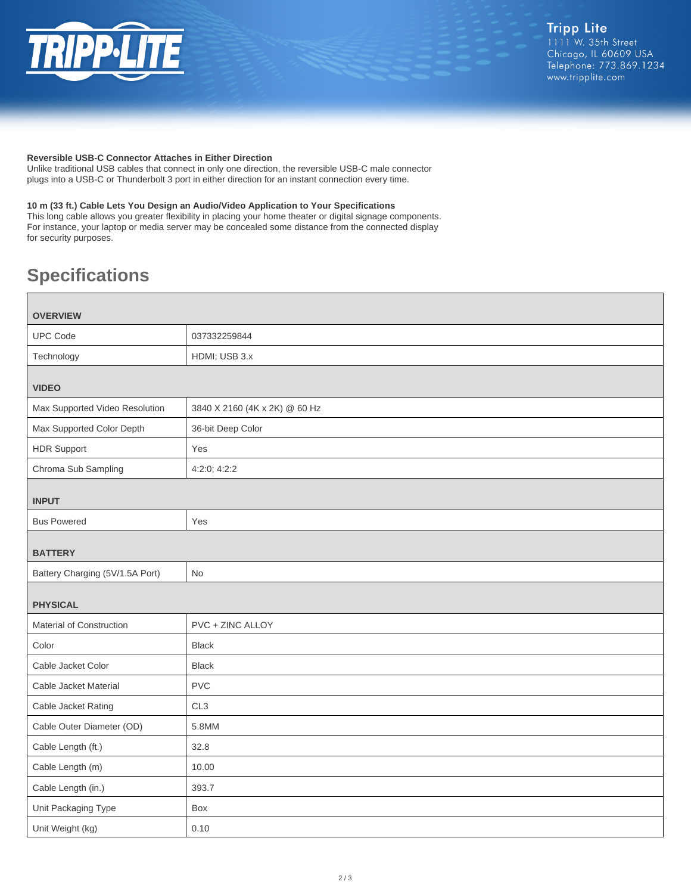**Reversible USB-C Connector Attaches in Either Direction**
Unlike traditional USB cables that connect in only one direction, the reversible USB-C male connector plugs into a USB-C or Thunderbolt 3 port in either direction for an instant connection every time.

**10 m (33 ft.) Cable Lets You Design an Audio/Video Application to Your Specifications**
This long cable allows you greater flexibility in placing your home theater or digital signage components. For instance, your laptop or media server may be concealed some distance from the connected display for security purposes.

## Specifications

| **OVERVIEW** | |
|---|---|
| UPC Code | 037332259844 |
| Technology | HDMI; USB 3.x |
| **VIDEO** | |
| Max Supported Video Resolution | 3840 X 2160 (4K x 2K) @ 60 Hz |
| Max Supported Color Depth | 36-bit Deep Color |
| HDR Support | Yes |
| Chroma Sub Sampling | 4:2:0; 4:2:2 |
| **INPUT** | |
| Bus Powered | Yes |
| **BATTERY** | |
| Battery Charging (5V/1.5A Port) | No |
| **PHYSICAL** | |
| Material of Construction | PVC + ZINC ALLOY |
| Color | Black |
| Cable Jacket Color | Black |
| Cable Jacket Material | PVC |
| Cable Jacket Rating | CL3 |
| Cable Outer Diameter (OD) | 5.8MM |
| Cable Length (ft.) | 32.8 |
| Cable Length (m) | 10.00 |
| Cable Length (in.) | 393.7 |
| Unit Packaging Type | Box |
| Unit Weight (kg) | 0.10 |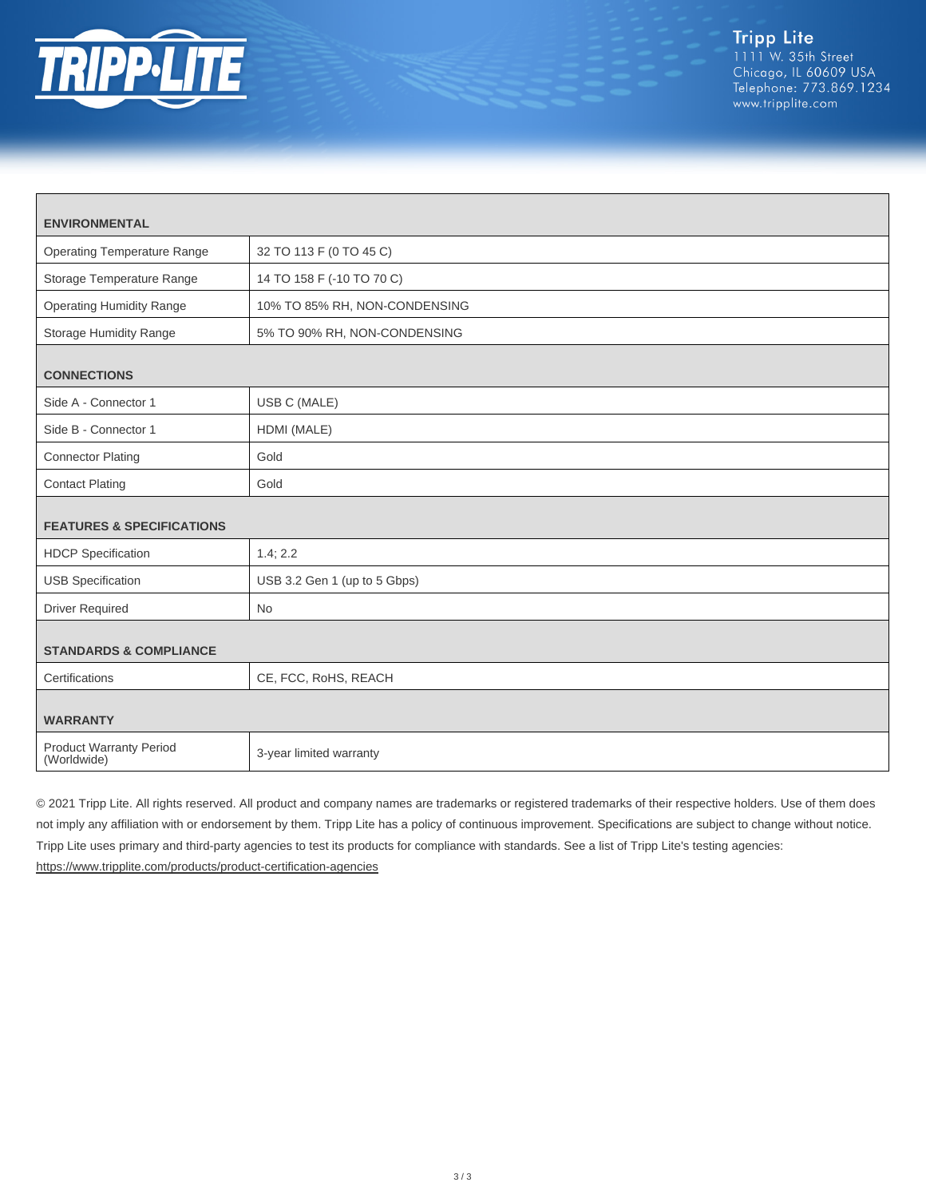Tripp Lite
1111 W. 35th Street
Chicago, IL 60609 USA
Telephone: 773.869.1234
www.tripplite.com

| | |
|---|---|
| **ENVIRONMENTAL** | |
| Operating Temperature Range | 32 TO 113 F (0 TO 45 C) |
| Storage Temperature Range | 14 TO 158 F (-10 TO 70 C) |
| Operating Humidity Range | 10% TO 85% RH, NON-CONDENSING |
| Storage Humidity Range | 5% TO 90% RH, NON-CONDENSING |
| **CONNECTIONS** | |
| Side A - Connector 1 | USB C (MALE) |
| Side B - Connector 1 | HDMI (MALE) |
| Connector Plating | Gold |
| Contact Plating | Gold |
| **FEATURES & SPECIFICATIONS** | |
| HDCP Specification | 1.4; 2.2 |
| USB Specification | USB 3.2 Gen 1 (up to 5 Gbps) |
| Driver Required | No |
| **STANDARDS & COMPLIANCE** | |
| Certifications | CE, FCC, RoHS, REACH |
| **WARRANTY** | |
| Product Warranty Period (Worldwide) | 3-year limited warranty |

© 2021 Tripp Lite. All rights reserved. All product and company names are trademarks or registered trademarks of their respective holders. Use of them does not imply any affiliation with or endorsement by them. Tripp Lite has a policy of continuous improvement. Specifications are subject to change without notice. Tripp Lite uses primary and third-party agencies to test its products for compliance with standards. See a list of Tripp Lite's testing agencies: https://www.tripplite.com/products/product-certification-agencies